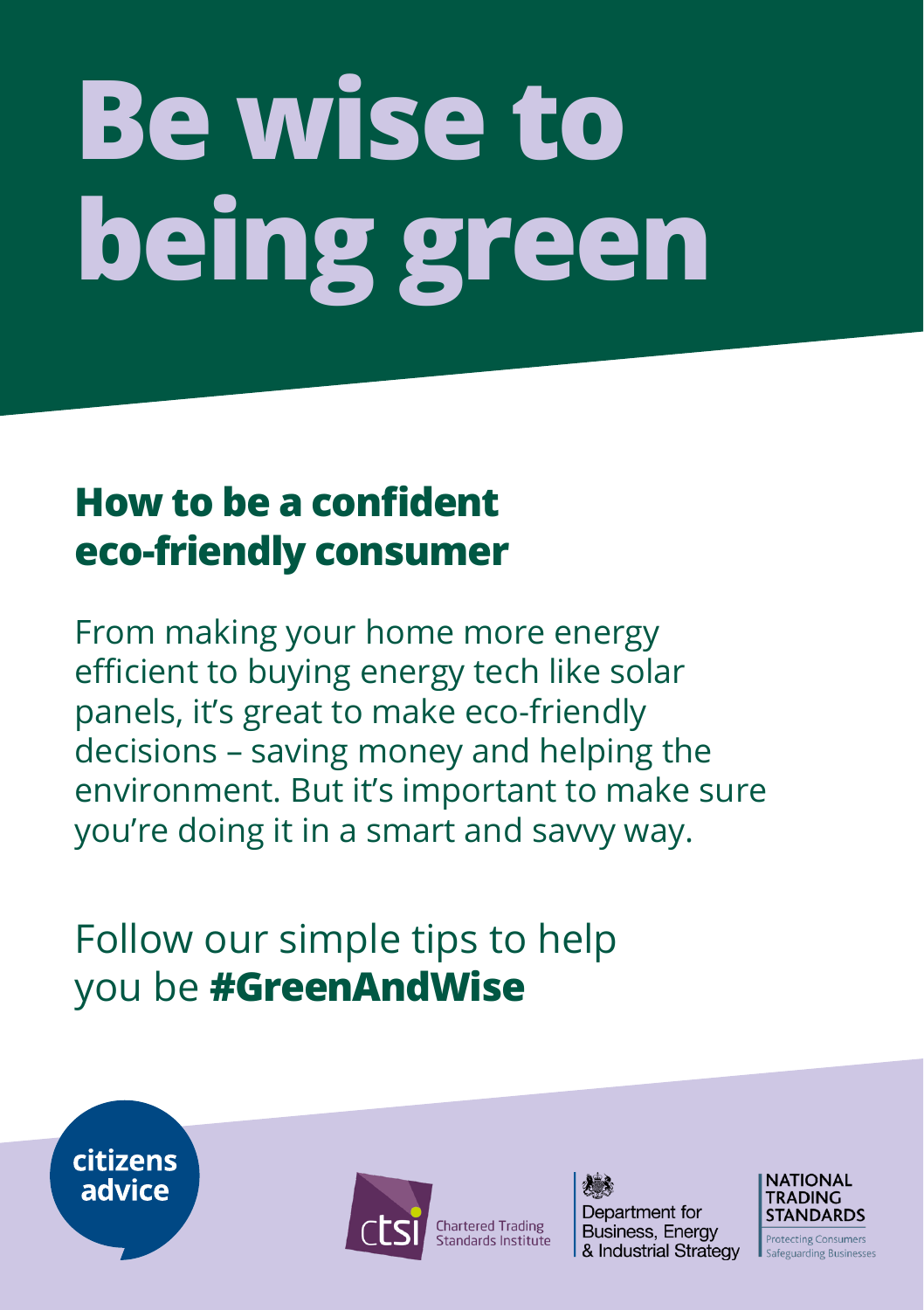# Be wise to being green

## How to be a confident eco-friendly consumer

From making your home more energy efficient to buying energy tech like solar panels, it's great to make eco-friendly decisions – saving money and helping the environment. But it's important to make sure you're doing it in a smart and savvy way.

Follow our simple tips to help you be **#GreenAndWise**

citizens advice

Chartered Trading Standards Institute

Department for Business, Energy & Industrial Strategy

NATIONAL TRADING STANDARDS
Protecting Consumers
Safeguarding Businesses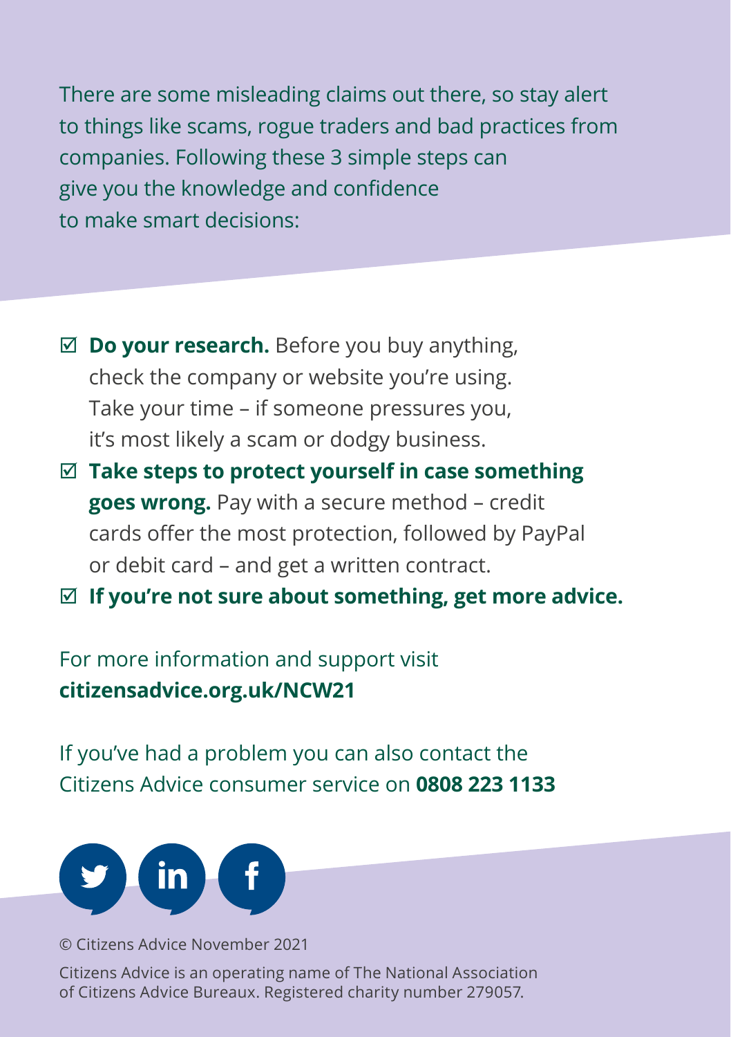There are some misleading claims out there, so stay alert to things like scams, rogue traders and bad practices from companies. Following these 3 simple steps can give you the knowledge and confidence to make smart decisions:

- ☑ **Do your research.** Before you buy anything, check the company or website you're using. Take your time – if someone pressures you, it's most likely a scam or dodgy business.
- ☑ **Take steps to protect yourself in case something goes wrong.** Pay with a secure method – credit cards offer the most protection, followed by PayPal or debit card – and get a written contract.
- ☑ **If you're not sure about something, get more advice.**

For more information and support visit **citizensadvice.org.uk/NCW21**

If you've had a problem you can also contact the Citizens Advice consumer service on **0808 223 1133**

© Citizens Advice November 2021

Citizens Advice is an operating name of The National Association of Citizens Advice Bureaux. Registered charity number 279057.